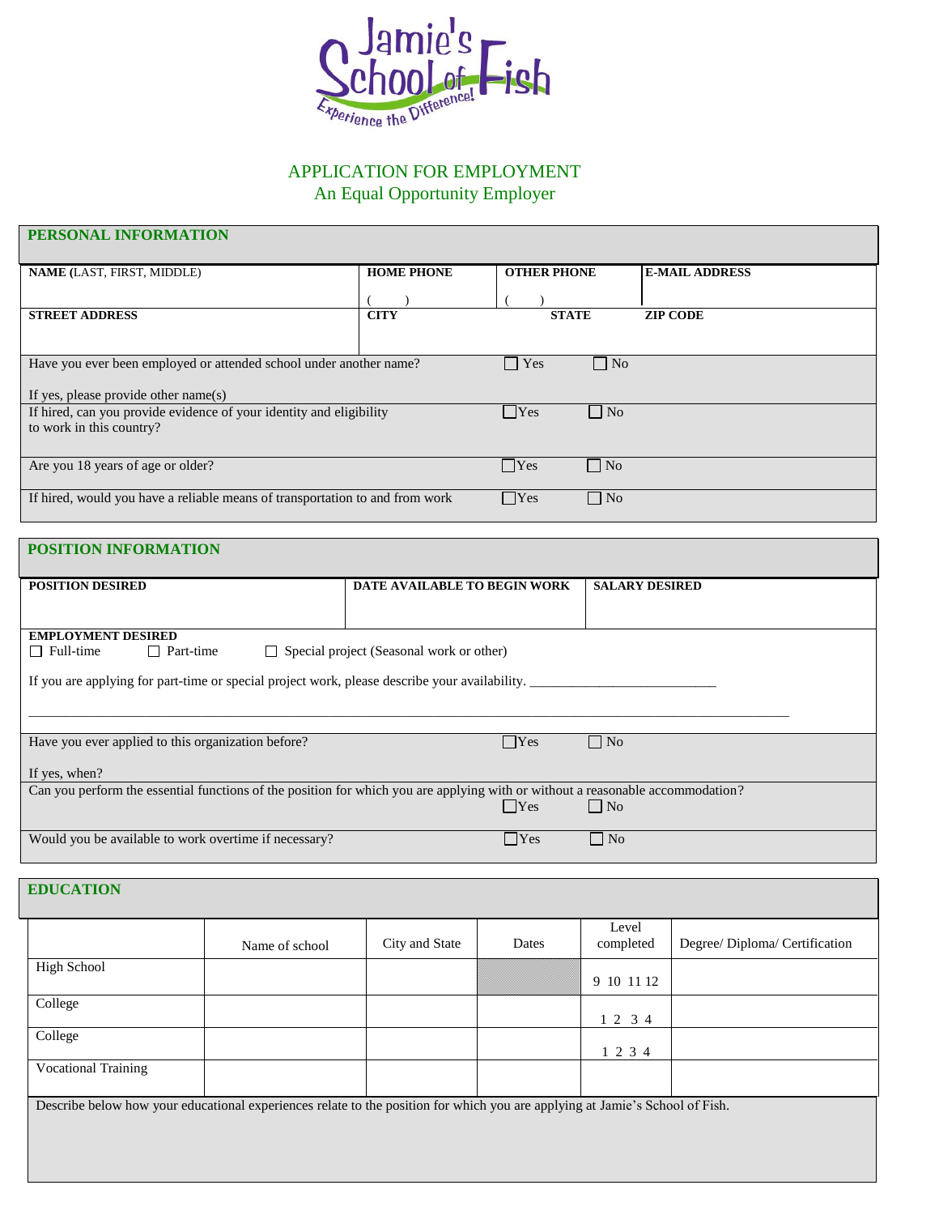Jamie's School of Fish

Experience the Difference!

# APPLICATION FOR EMPLOYMENT

An Equal Opportunity Employer

## PERSONAL INFORMATION

| NAME (LAST, FIRST, MIDDLE) | HOME PHONE | OTHER PHONE | E-MAIL ADDRESS |
|---|---|---|---|
| | (     ) | (     ) | |
| STREET ADDRESS | CITY | STATE | ZIP CODE |
| | | | |

| | | |
|---|---|---|
| Have you ever been employed or attended school under another name?<br><br>If yes, please provide other name(s) | ☐ Yes | ☐ No |
| If hired, can you provide evidence of your identity and eligibility to work in this country? | ☐ Yes | ☐ No |
| Are you 18 years of age or older? | ☐ Yes | ☐ No |
| If hired, would you have a reliable means of transportation to and from work | ☐ Yes | ☐ No |

## POSITION INFORMATION

| POSITION DESIRED | DATE AVAILABLE TO BEGIN WORK | SALARY DESIRED |
|---|---|---|
| | | |

**EMPLOYMENT DESIRED**

☐ Full-time ☐ Part-time ☐ Special project (Seasonal work or other)

If you are applying for part-time or special project work, please describe your availability. ___________________________

_____________________________________________________________________________________________

| | | |
|---|---|---|
| Have you ever applied to this organization before?<br><br>If yes, when? | ☐ Yes | ☐ No |
| Can you perform the essential functions of the position for which you are applying with or without a reasonable accommodation? | ☐ Yes | ☐ No |
| Would you be available to work overtime if necessary? | ☐ Yes | ☐ No |

## EDUCATION

| | Name of school | City and State | Dates | Level completed | Degree/ Diploma/ Certification |
|---|---|---|---|---|---|
| High School | | | | 9 10 11 12 | |
| College | | | | 1 2 3 4 | |
| College | | | | 1 2 3 4 | |
| Vocational Training | | | | | |

Describe below how your educational experiences relate to the position for which you are applying at Jamie's School of Fish.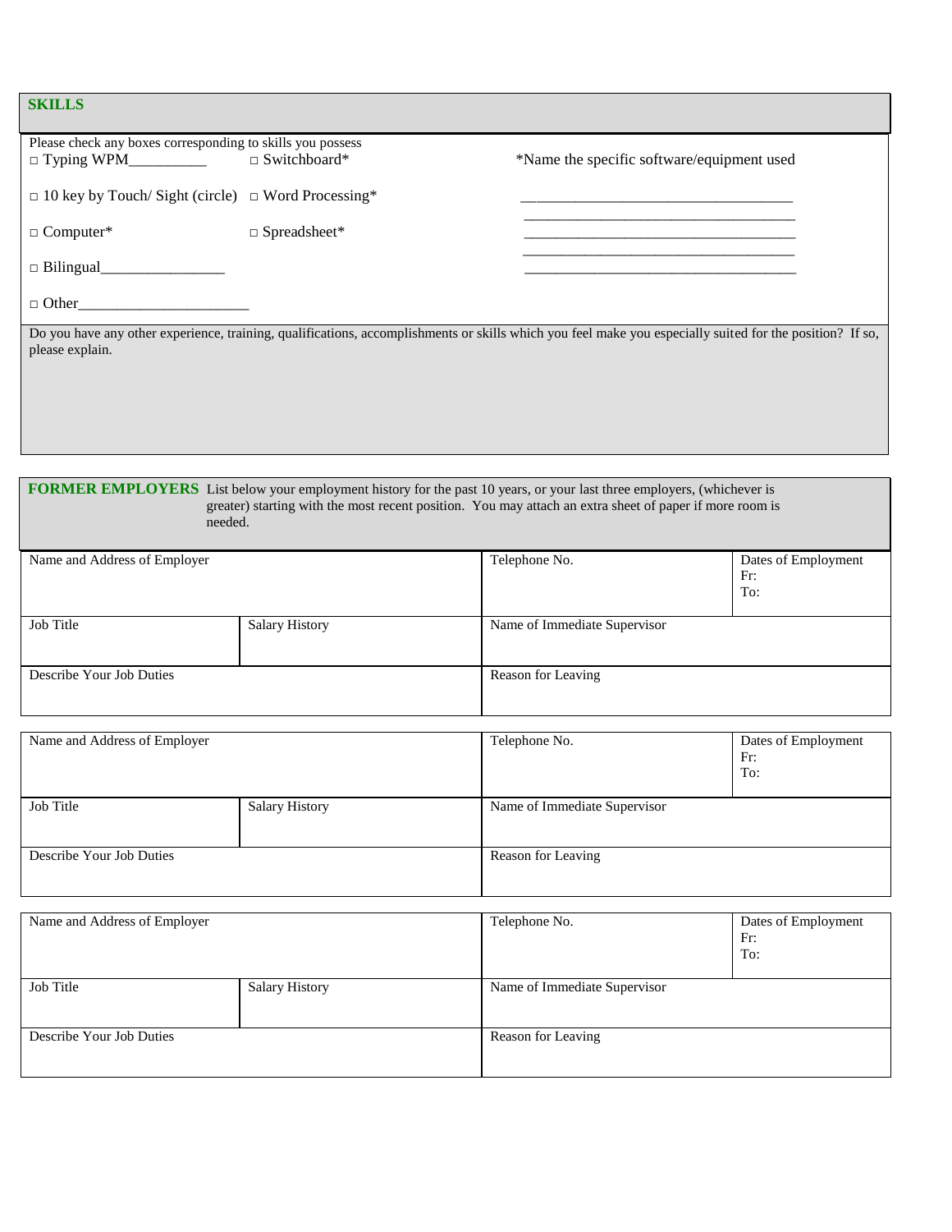## SKILLS

Please check any boxes corresponding to skills you possess

| | | |
|---|---|---|
| □ Typing WPM__________ | □ Switchboard* | *Name the specific software/equipment used |
| □ 10 key by Touch/ Sight (circle) | □ Word Processing* | ___________________________________ |
| □ Computer* | □ Spreadsheet* | ___________________________________ |
| □ Bilingual________________ | | ___________________________________ |
| □ Other______________________ | | ___________________________________ |

Do you have any other experience, training, qualifications, accomplishments or skills which you feel make you especially suited for the position? If so, please explain.

## FORMER EMPLOYERS

List below your employment history for the past 10 years, or your last three employers, (whichever is greater) starting with the most recent position. You may attach an extra sheet of paper if more room is needed.

| Name and Address of Employer | | Telephone No. | Dates of Employment<br>Fr:<br>To: |
|---|---|---|---|
| Job Title | Salary History | Name of Immediate Supervisor | |
| Describe Your Job Duties | | Reason for Leaving | |

| Name and Address of Employer | | Telephone No. | Dates of Employment<br>Fr:<br>To: |
|---|---|---|---|
| Job Title | Salary History | Name of Immediate Supervisor | |
| Describe Your Job Duties | | Reason for Leaving | |

| Name and Address of Employer | | Telephone No. | Dates of Employment<br>Fr:<br>To: |
|---|---|---|---|
| Job Title | Salary History | Name of Immediate Supervisor | |
| Describe Your Job Duties | | Reason for Leaving | |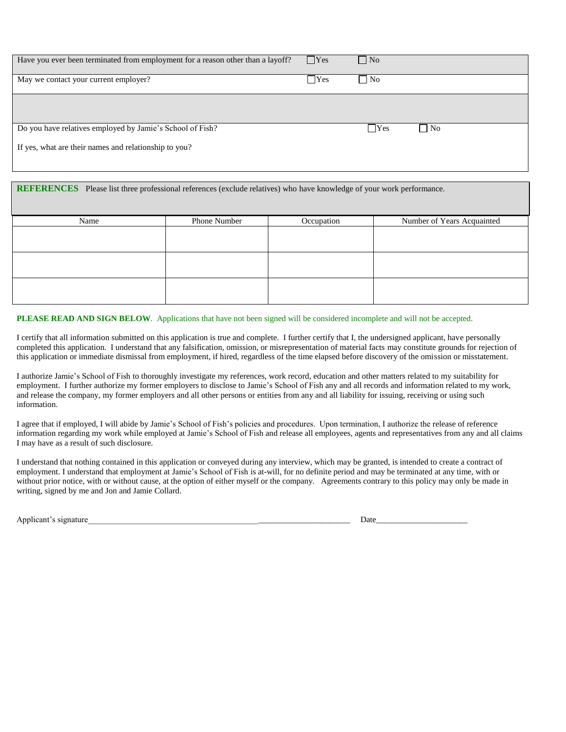| | | |
|---|---|---|
| Have you ever been terminated from employment for a reason other than a layoff? | ☐ Yes | ☐ No |
| May we contact your current employer? | ☐ Yes | ☐ No |
| | | |
| Do you have relatives employed by Jamie's School of Fish? | ☐ Yes | ☐ No |
| If yes, what are their names and relationship to you? | | |

**REFERENCES** Please list three professional references (exclude relatives) who have knowledge of your work performance.

| Name | Phone Number | Occupation | Number of Years Acquainted |
|---|---|---|---|
| | | | |
| | | | |
| | | | |

**PLEASE READ AND SIGN BELOW**. Applications that have not been signed will be considered incomplete and will not be accepted.

I certify that all information submitted on this application is true and complete. I further certify that I, the undersigned applicant, have personally completed this application. I understand that any falsification, omission, or misrepresentation of material facts may constitute grounds for rejection of this application or immediate dismissal from employment, if hired, regardless of the time elapsed before discovery of the omission or misstatement.

I authorize Jamie's School of Fish to thoroughly investigate my references, work record, education and other matters related to my suitability for employment. I further authorize my former employers to disclose to Jamie's School of Fish any and all records and information related to my work, and release the company, my former employers and all other persons or entities from any and all liability for issuing, receiving or using such information.

I agree that if employed, I will abide by Jamie's School of Fish's policies and procedures. Upon termination, I authorize the release of reference information regarding my work while employed at Jamie's School of Fish and release all employees, agents and representatives from any and all claims I may have as a result of such disclosure.

I understand that nothing contained in this application or conveyed during any interview, which may be granted, is intended to create a contract of employment. I understand that employment at Jamie's School of Fish is at-will, for no definite period and may be terminated at any time, with or without prior notice, with or without cause, at the option of either myself or the company. Agreements contrary to this policy may only be made in writing, signed by me and Jon and Jamie Collard.

Applicant's signature_______________________________________________________________ Date_____________________